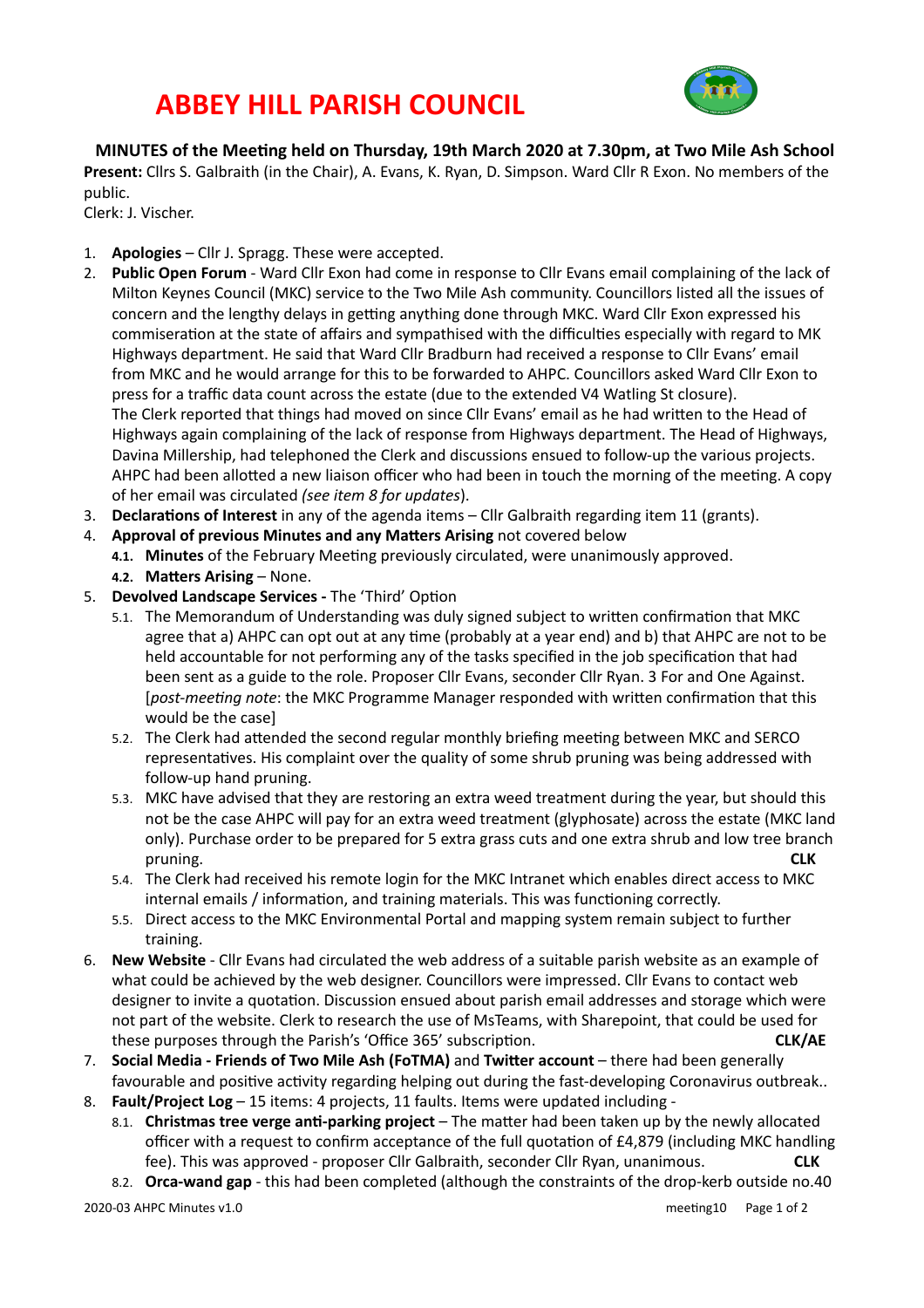# ABBEY HILL PARISH COUNCIL

**MINUTES of the Meeting held on Thursday, 19th March 2020 at 7.30pm, at Two Mile Ash School**

**Present:** Cllrs S. Galbraith (in the Chair), A. Evans, K. Ryan, D. Simpson. Ward Cllr R Exon. No members of the public.

Clerk: J. Vischer.

1. **Apologies** – Cllr J. Spragg. These were accepted.
2. **Public Open Forum** - Ward Cllr Exon had come in response to Cllr Evans email complaining of the lack of Milton Keynes Council (MKC) service to the Two Mile Ash community. Councillors listed all the issues of concern and the lengthy delays in getting anything done through MKC. Ward Cllr Exon expressed his commiseration at the state of affairs and sympathised with the difficulties especially with regard to MK Highways department. He said that Ward Cllr Bradburn had received a response to Cllr Evans' email from MKC and he would arrange for this to be forwarded to AHPC. Councillors asked Ward Cllr Exon to press for a traffic data count across the estate (due to the extended V4 Watling St closure).
   The Clerk reported that things had moved on since Cllr Evans' email as he had written to the Head of Highways again complaining of the lack of response from Highways department. The Head of Highways, Davina Millership, had telephoned the Clerk and discussions ensued to follow-up the various projects. AHPC had been allotted a new liaison officer who had been in touch the morning of the meeting. A copy of her email was circulated *(see item 8 for updates*).
3. **Declarations of Interest** in any of the agenda items – Cllr Galbraith regarding item 11 (grants).
4. **Approval of previous Minutes and any Matters Arising** not covered below
   - 4.1. **Minutes** of the February Meeting previously circulated, were unanimously approved.
   - 4.2. **Matters Arising** – None.
5. **Devolved Landscape Services -** The 'Third' Option
   - 5.1. The Memorandum of Understanding was duly signed subject to written confirmation that MKC agree that a) AHPC can opt out at any time (probably at a year end) and b) that AHPC are not to be held accountable for not performing any of the tasks specified in the job specification that had been sent as a guide to the role. Proposer Cllr Evans, seconder Cllr Ryan. 3 For and One Against. [*post-meeting note*: the MKC Programme Manager responded with written confirmation that this would be the case]
   - 5.2. The Clerk had attended the second regular monthly briefing meeting between MKC and SERCO representatives. His complaint over the quality of some shrub pruning was being addressed with follow-up hand pruning.
   - 5.3. MKC have advised that they are restoring an extra weed treatment during the year, but should this not be the case AHPC will pay for an extra weed treatment (glyphosate) across the estate (MKC land only). Purchase order to be prepared for 5 extra grass cuts and one extra shrub and low tree branch pruning. **CLK**
   - 5.4. The Clerk had received his remote login for the MKC Intranet which enables direct access to MKC internal emails / information, and training materials. This was functioning correctly.
   - 5.5. Direct access to the MKC Environmental Portal and mapping system remain subject to further training.
6. **New Website** - Cllr Evans had circulated the web address of a suitable parish website as an example of what could be achieved by the web designer. Councillors were impressed. Cllr Evans to contact web designer to invite a quotation. Discussion ensued about parish email addresses and storage which were not part of the website. Clerk to research the use of MsTeams, with Sharepoint, that could be used for these purposes through the Parish's 'Office 365' subscription. **CLK/AE**
7. **Social Media - Friends of Two Mile Ash (FoTMA)** and **Twitter account** – there had been generally favourable and positive activity regarding helping out during the fast-developing Coronavirus outbreak..
8. **Fault/Project Log** – 15 items: 4 projects, 11 faults. Items were updated including -
   - 8.1. **Christmas tree verge anti-parking project** – The matter had been taken up by the newly allocated officer with a request to confirm acceptance of the full quotation of £4,879 (including MKC handling fee). This was approved - proposer Cllr Galbraith, seconder Cllr Ryan, unanimous. **CLK**
   - 8.2. **Orca-wand gap** - this had been completed (although the constraints of the drop-kerb outside no.40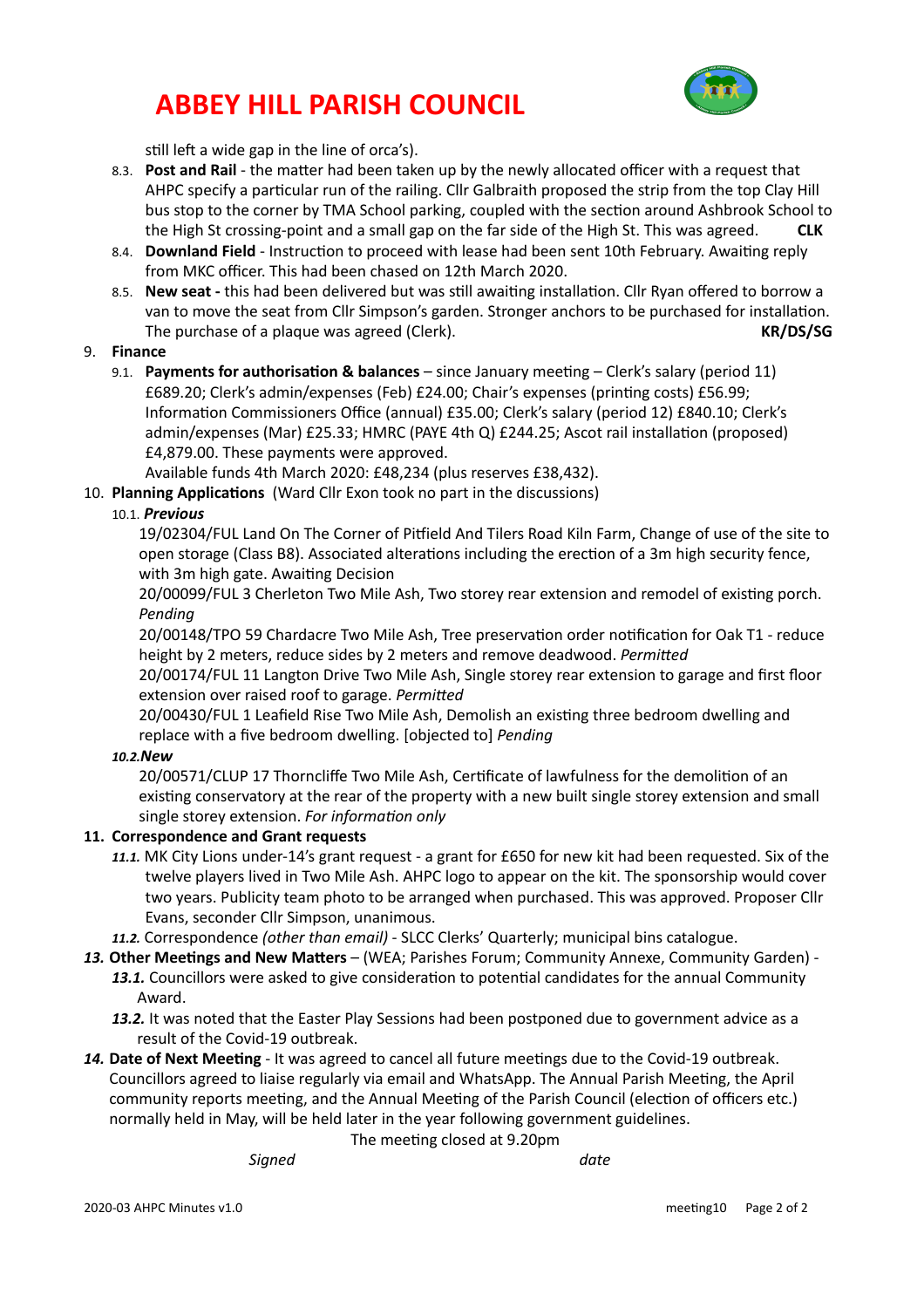# ABBEY HILL PARISH COUNCIL

still left a wide gap in the line of orca's).

8.3. **Post and Rail** - the matter had been taken up by the newly allocated officer with a request that AHPC specify a particular run of the railing. Cllr Galbraith proposed the strip from the top Clay Hill bus stop to the corner by TMA School parking, coupled with the section around Ashbrook School to the High St crossing-point and a small gap on the far side of the High St. This was agreed. **CLK**

8.4. **Downland Field** - Instruction to proceed with lease had been sent 10th February. Awaiting reply from MKC officer. This had been chased on 12th March 2020.

8.5. **New seat -** this had been delivered but was still awaiting installation. Cllr Ryan offered to borrow a van to move the seat from Cllr Simpson's garden. Stronger anchors to be purchased for installation. The purchase of a plaque was agreed (Clerk). **KR/DS/SG**

9. **Finance**

9.1. **Payments for authorisation & balances** – since January meeting – Clerk's salary (period 11) £689.20; Clerk's admin/expenses (Feb) £24.00; Chair's expenses (printing costs) £56.99; Information Commissioners Office (annual) £35.00; Clerk's salary (period 12) £840.10; Clerk's admin/expenses (Mar) £25.33; HMRC (PAYE 4th Q) £244.25; Ascot rail installation (proposed) £4,879.00. These payments were approved.
Available funds 4th March 2020: £48,234 (plus reserves £38,432).

10. **Planning Applications** (Ward Cllr Exon took no part in the discussions)

10.1. ***Previous***

19/02304/FUL Land On The Corner of Pitfield And Tilers Road Kiln Farm, Change of use of the site to open storage (Class B8). Associated alterations including the erection of a 3m high security fence, with 3m high gate. Awaiting Decision

20/00099/FUL 3 Cherleton Two Mile Ash, Two storey rear extension and remodel of existing porch. *Pending*

20/00148/TPO 59 Chardacre Two Mile Ash, Tree preservation order notification for Oak T1 - reduce height by 2 meters, reduce sides by 2 meters and remove deadwood. *Permitted*

20/00174/FUL 11 Langton Drive Two Mile Ash, Single storey rear extension to garage and first floor extension over raised roof to garage. *Permitted*

20/00430/FUL 1 Leafield Rise Two Mile Ash, Demolish an existing three bedroom dwelling and replace with a five bedroom dwelling. [objected to] *Pending*

***10.2.New***

20/00571/CLUP 17 Thorncliffe Two Mile Ash, Certificate of lawfulness for the demolition of an existing conservatory at the rear of the property with a new built single storey extension and small single storey extension. *For information only*

11. **Correspondence and Grant requests**

***11.1.*** MK City Lions under-14's grant request - a grant for £650 for new kit had been requested. Six of the twelve players lived in Two Mile Ash. AHPC logo to appear on the kit. The sponsorship would cover two years. Publicity team photo to be arranged when purchased. This was approved. Proposer Cllr Evans, seconder Cllr Simpson, unanimous.

***11.2.*** Correspondence *(other than email)* - SLCC Clerks' Quarterly; municipal bins catalogue.

***13.*** **Other Meetings and New Matters** – (WEA; Parishes Forum; Community Annexe, Community Garden) -

***13.1.*** Councillors were asked to give consideration to potential candidates for the annual Community Award.

***13.2.*** It was noted that the Easter Play Sessions had been postponed due to government advice as a result of the Covid-19 outbreak.

***14.*** **Date of Next Meeting** - It was agreed to cancel all future meetings due to the Covid-19 outbreak. Councillors agreed to liaise regularly via email and WhatsApp. The Annual Parish Meeting, the April community reports meeting, and the Annual Meeting of the Parish Council (election of officers etc.) normally held in May, will be held later in the year following government guidelines.

The meeting closed at 9.20pm

*Signed* *date*